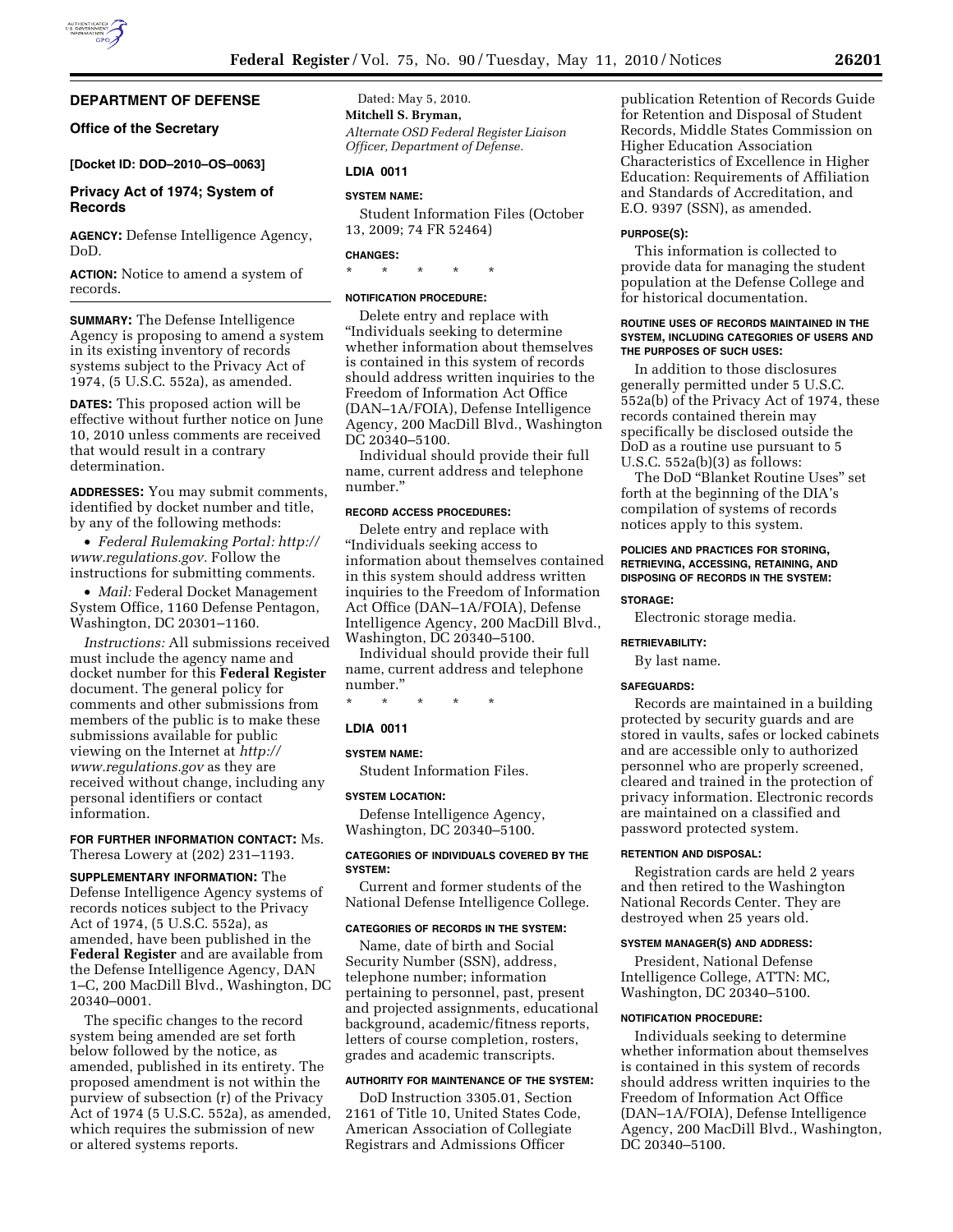## DEPARTMENT OF DEFENSE

### Office of the Secretary

**[Docket ID: DOD–2010–OS–0063]**

### Privacy Act of 1974; System of Records

**AGENCY:** Defense Intelligence Agency, DoD.

**ACTION:** Notice to amend a system of records.

**SUMMARY:** The Defense Intelligence Agency is proposing to amend a system in its existing inventory of records systems subject to the Privacy Act of 1974, (5 U.S.C. 552a), as amended.

**DATES:** This proposed action will be effective without further notice on June 10, 2010 unless comments are received that would result in a contrary determination.

**ADDRESSES:** You may submit comments, identified by docket number and title, by any of the following methods:

- *Federal Rulemaking Portal: http://www.regulations.gov.* Follow the instructions for submitting comments.
- *Mail:* Federal Docket Management System Office, 1160 Defense Pentagon, Washington, DC 20301–1160.

*Instructions:* All submissions received must include the agency name and docket number for this **Federal Register** document. The general policy for comments and other submissions from members of the public is to make these submissions available for public viewing on the Internet at *http://www.regulations.gov* as they are received without change, including any personal identifiers or contact information.

**FOR FURTHER INFORMATION CONTACT:** Ms. Theresa Lowery at (202) 231–1193.

**SUPPLEMENTARY INFORMATION:** The Defense Intelligence Agency systems of records notices subject to the Privacy Act of 1974, (5 U.S.C. 552a), as amended, have been published in the **Federal Register** and are available from the Defense Intelligence Agency, DAN 1–C, 200 MacDill Blvd., Washington, DC 20340–0001.

The specific changes to the record system being amended are set forth below followed by the notice, as amended, published in its entirety. The proposed amendment is not within the purview of subsection (r) of the Privacy Act of 1974 (5 U.S.C. 552a), as amended, which requires the submission of new or altered systems reports.

Dated: May 5, 2010.

**Mitchell S. Bryman,**

*Alternate OSD Federal Register Liaison Officer, Department of Defense.*

#### LDIA 0011

##### SYSTEM NAME:

Student Information Files (October 13, 2009; 74 FR 52464)

##### CHANGES:

\* \* \* \* \*

##### NOTIFICATION PROCEDURE:

Delete entry and replace with "Individuals seeking to determine whether information about themselves is contained in this system of records should address written inquiries to the Freedom of Information Act Office (DAN–1A/FOIA), Defense Intelligence Agency, 200 MacDill Blvd., Washington DC 20340–5100.

Individual should provide their full name, current address and telephone number."

##### RECORD ACCESS PROCEDURES:

Delete entry and replace with "Individuals seeking access to information about themselves contained in this system should address written inquiries to the Freedom of Information Act Office (DAN–1A/FOIA), Defense Intelligence Agency, 200 MacDill Blvd., Washington, DC 20340–5100.

Individual should provide their full name, current address and telephone number."

\* \* \* \* \*

#### LDIA 0011

##### SYSTEM NAME:

Student Information Files.

##### SYSTEM LOCATION:

Defense Intelligence Agency, Washington, DC 20340–5100.

##### CATEGORIES OF INDIVIDUALS COVERED BY THE SYSTEM:

Current and former students of the National Defense Intelligence College.

##### CATEGORIES OF RECORDS IN THE SYSTEM:

Name, date of birth and Social Security Number (SSN), address, telephone number; information pertaining to personnel, past, present and projected assignments, educational background, academic/fitness reports, letters of course completion, rosters, grades and academic transcripts.

##### AUTHORITY FOR MAINTENANCE OF THE SYSTEM:

DoD Instruction 3305.01, Section 2161 of Title 10, United States Code, American Association of Collegiate Registrars and Admissions Officer publication Retention of Records Guide for Retention and Disposal of Student Records, Middle States Commission on Higher Education Association Characteristics of Excellence in Higher Education: Requirements of Affiliation and Standards of Accreditation, and E.O. 9397 (SSN), as amended.

##### PURPOSE(S):

This information is collected to provide data for managing the student population at the Defense College and for historical documentation.

##### ROUTINE USES OF RECORDS MAINTAINED IN THE SYSTEM, INCLUDING CATEGORIES OF USERS AND THE PURPOSES OF SUCH USES:

In addition to those disclosures generally permitted under 5 U.S.C. 552a(b) of the Privacy Act of 1974, these records contained therein may specifically be disclosed outside the DoD as a routine use pursuant to 5 U.S.C. 552a(b)(3) as follows:

The DoD "Blanket Routine Uses" set forth at the beginning of the DIA's compilation of systems of records notices apply to this system.

##### POLICIES AND PRACTICES FOR STORING, RETRIEVING, ACCESSING, RETAINING, AND DISPOSING OF RECORDS IN THE SYSTEM:

##### STORAGE:

Electronic storage media.

##### RETRIEVABILITY:

By last name.

##### SAFEGUARDS:

Records are maintained in a building protected by security guards and are stored in vaults, safes or locked cabinets and are accessible only to authorized personnel who are properly screened, cleared and trained in the protection of privacy information. Electronic records are maintained on a classified and password protected system.

##### RETENTION AND DISPOSAL:

Registration cards are held 2 years and then retired to the Washington National Records Center. They are destroyed when 25 years old.

##### SYSTEM MANAGER(S) AND ADDRESS:

President, National Defense Intelligence College, ATTN: MC, Washington, DC 20340–5100.

##### NOTIFICATION PROCEDURE:

Individuals seeking to determine whether information about themselves is contained in this system of records should address written inquiries to the Freedom of Information Act Office (DAN–1A/FOIA), Defense Intelligence Agency, 200 MacDill Blvd., Washington, DC 20340–5100.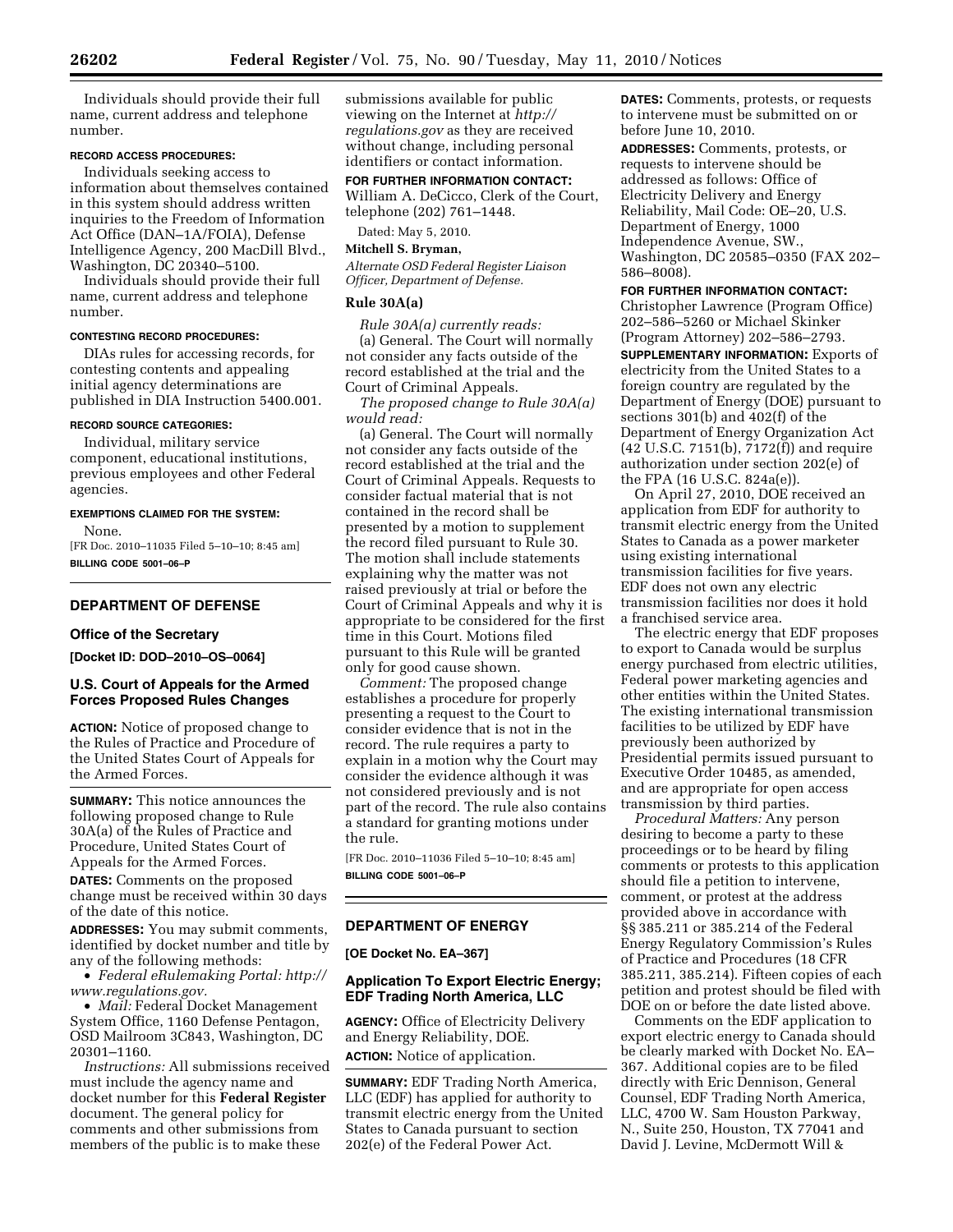Individuals should provide their full name, current address and telephone number.

**RECORD ACCESS PROCEDURES:**

Individuals seeking access to information about themselves contained in this system should address written inquiries to the Freedom of Information Act Office (DAN–1A/FOIA), Defense Intelligence Agency, 200 MacDill Blvd., Washington, DC 20340–5100.

Individuals should provide their full name, current address and telephone number.

**CONTESTING RECORD PROCEDURES:**

DIAs rules for accessing records, for contesting contents and appealing initial agency determinations are published in DIA Instruction 5400.001.

**RECORD SOURCE CATEGORIES:**

Individual, military service component, educational institutions, previous employees and other Federal agencies.

**EXEMPTIONS CLAIMED FOR THE SYSTEM:**

None.

[FR Doc. 2010–11035 Filed 5–10–10; 8:45 am]

**BILLING CODE 5001–06–P**

## DEPARTMENT OF DEFENSE

### Office of the Secretary

**[Docket ID: DOD–2010–OS–0064]**

### U.S. Court of Appeals for the Armed Forces Proposed Rules Changes

**ACTION:** Notice of proposed change to the Rules of Practice and Procedure of the United States Court of Appeals for the Armed Forces.

**SUMMARY:** This notice announces the following proposed change to Rule 30A(a) of the Rules of Practice and Procedure, United States Court of Appeals for the Armed Forces.

**DATES:** Comments on the proposed change must be received within 30 days of the date of this notice.

**ADDRESSES:** You may submit comments, identified by docket number and title by any of the following methods:

- *Federal eRulemaking Portal: http://www.regulations.gov.*
- *Mail:* Federal Docket Management System Office, 1160 Defense Pentagon, OSD Mailroom 3C843, Washington, DC 20301–1160.

*Instructions:* All submissions received must include the agency name and docket number for this **Federal Register** document. The general policy for comments and other submissions from members of the public is to make these submissions available for public viewing on the Internet at *http://regulations.gov* as they are received without change, including personal identifiers or contact information.

**FOR FURTHER INFORMATION CONTACT:** William A. DeCicco, Clerk of the Court, telephone (202) 761–1448.

Dated: May 5, 2010.

**Mitchell S. Bryman,**

*Alternate OSD Federal Register Liaison Officer, Department of Defense.*

**Rule 30A(a)**

*Rule 30A(a) currently reads:*

(a) General. The Court will normally not consider any facts outside of the record established at the trial and the Court of Criminal Appeals.

*The proposed change to Rule 30A(a) would read:*

(a) General. The Court will normally not consider any facts outside of the record established at the trial and the Court of Criminal Appeals. Requests to consider factual material that is not contained in the record shall be presented by a motion to supplement the record filed pursuant to Rule 30. The motion shall include statements explaining why the matter was not raised previously at trial or before the Court of Criminal Appeals and why it is appropriate to be considered for the first time in this Court. Motions filed pursuant to this Rule will be granted only for good cause shown.

*Comment:* The proposed change establishes a procedure for properly presenting a request to the Court to consider evidence that is not in the record. The rule requires a party to explain in a motion why the Court may consider the evidence although it was not considered previously and is not part of the record. The rule also contains a standard for granting motions under the rule.

[FR Doc. 2010–11036 Filed 5–10–10; 8:45 am]

**BILLING CODE 5001–06–P**

## DEPARTMENT OF ENERGY

**[OE Docket No. EA–367]**

### Application To Export Electric Energy; EDF Trading North America, LLC

**AGENCY:** Office of Electricity Delivery and Energy Reliability, DOE.

**ACTION:** Notice of application.

**SUMMARY:** EDF Trading North America, LLC (EDF) has applied for authority to transmit electric energy from the United States to Canada pursuant to section 202(e) of the Federal Power Act.

**DATES:** Comments, protests, or requests to intervene must be submitted on or before June 10, 2010.

**ADDRESSES:** Comments, protests, or requests to intervene should be addressed as follows: Office of Electricity Delivery and Energy Reliability, Mail Code: OE–20, U.S. Department of Energy, 1000 Independence Avenue, SW., Washington, DC 20585–0350 (FAX 202–586–8008).

**FOR FURTHER INFORMATION CONTACT:** Christopher Lawrence (Program Office) 202–586–5260 or Michael Skinker (Program Attorney) 202–586–2793.

**SUPPLEMENTARY INFORMATION:** Exports of electricity from the United States to a foreign country are regulated by the Department of Energy (DOE) pursuant to sections 301(b) and 402(f) of the Department of Energy Organization Act (42 U.S.C. 7151(b), 7172(f)) and require authorization under section 202(e) of the FPA (16 U.S.C. 824a(e)).

On April 27, 2010, DOE received an application from EDF for authority to transmit electric energy from the United States to Canada as a power marketer using existing international transmission facilities for five years. EDF does not own any electric transmission facilities nor does it hold a franchised service area.

The electric energy that EDF proposes to export to Canada would be surplus energy purchased from electric utilities, Federal power marketing agencies and other entities within the United States. The existing international transmission facilities to be utilized by EDF have previously been authorized by Presidential permits issued pursuant to Executive Order 10485, as amended, and are appropriate for open access transmission by third parties.

*Procedural Matters:* Any person desiring to become a party to these proceedings or to be heard by filing comments or protests to this application should file a petition to intervene, comment, or protest at the address provided above in accordance with §§ 385.211 or 385.214 of the Federal Energy Regulatory Commission's Rules of Practice and Procedures (18 CFR 385.211, 385.214). Fifteen copies of each petition and protest should be filed with DOE on or before the date listed above.

Comments on the EDF application to export electric energy to Canada should be clearly marked with Docket No. EA–367. Additional copies are to be filed directly with Eric Dennison, General Counsel, EDF Trading North America, LLC, 4700 W. Sam Houston Parkway, N., Suite 250, Houston, TX 77041 and David J. Levine, McDermott Will &